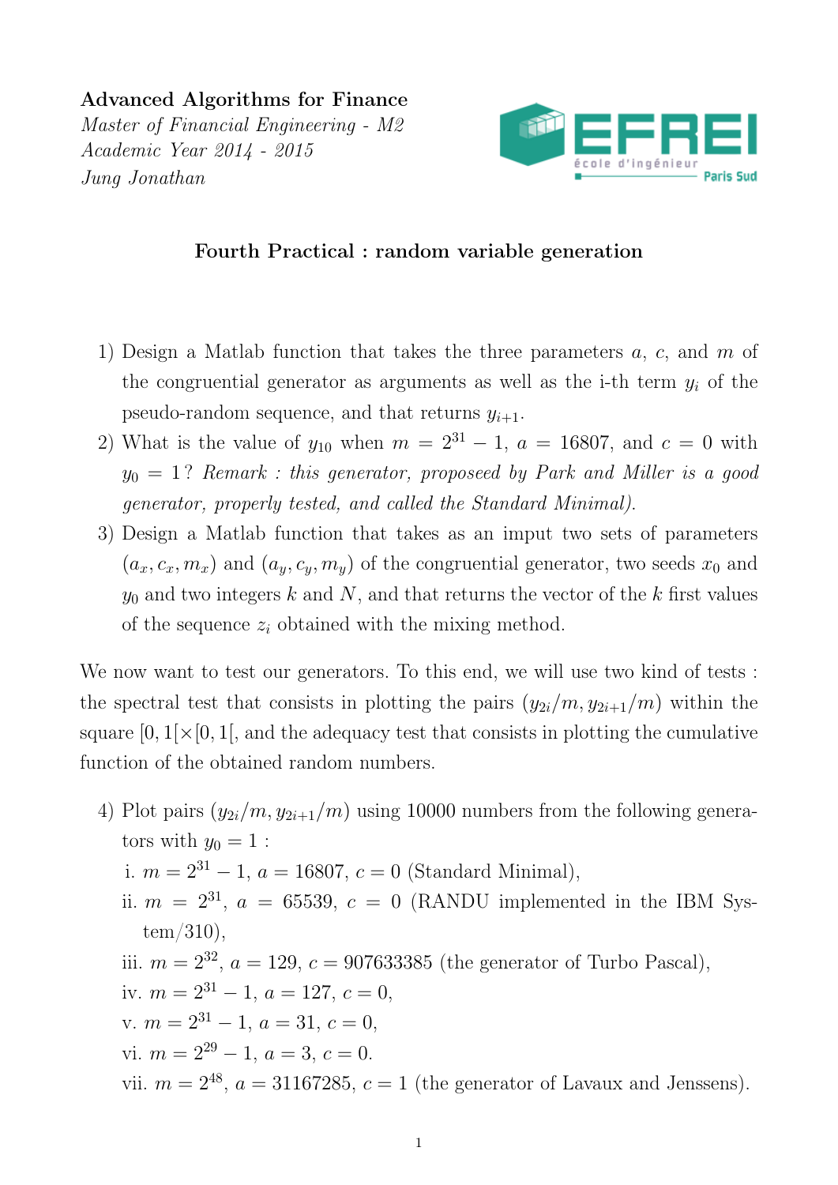**Advanced Algorithms for Finance**
*Master of Financial Engineering - M2*
*Academic Year 2014 - 2015*
*Jung Jonathan*

## Fourth Practical : random variable generation

1) Design a Matlab function that takes the three parameters $a$, $c$, and $m$ of the congruential generator as arguments as well as the i-th term $y_i$ of the pseudo-random sequence, and that returns $y_{i+1}$.
2) What is the value of $y_{10}$ when $m = 2^{31} - 1$, $a = 16807$, and $c = 0$ with $y_0 = 1$ ? *Remark : this generator, proposeed by Park and Miller is a good generator, properly tested, and called the Standard Minimal).*
3) Design a Matlab function that takes as an imput two sets of parameters $(a_x, c_x, m_x)$ and $(a_y, c_y, m_y)$ of the congruential generator, two seeds $x_0$ and $y_0$ and two integers $k$ and $N$, and that returns the vector of the $k$ first values of the sequence $z_i$ obtained with the mixing method.

We now want to test our generators. To this end, we will use two kind of tests : the spectral test that consists in plotting the pairs $(y_{2i}/m, y_{2i+1}/m)$ within the square $[0, 1[\times[0, 1[$, and the adequacy test that consists in plotting the cumulative function of the obtained random numbers.

4) Plot pairs $(y_{2i}/m, y_{2i+1}/m)$ using 10000 numbers from the following generators with $y_0 = 1$ :
   i. $m = 2^{31} - 1$, $a = 16807$, $c = 0$ (Standard Minimal),
   ii. $m = 2^{31}$, $a = 65539$, $c = 0$ (RANDU implemented in the IBM System/310),
   iii. $m = 2^{32}$, $a = 129$, $c = 907633385$ (the generator of Turbo Pascal),
   iv. $m = 2^{31} - 1$, $a = 127$, $c = 0$,
   v. $m = 2^{31} - 1$, $a = 31$, $c = 0$,
   vi. $m = 2^{29} - 1$, $a = 3$, $c = 0$.
   vii. $m = 2^{48}$, $a = 31167285$, $c = 1$ (the generator of Lavaux and Jenssens).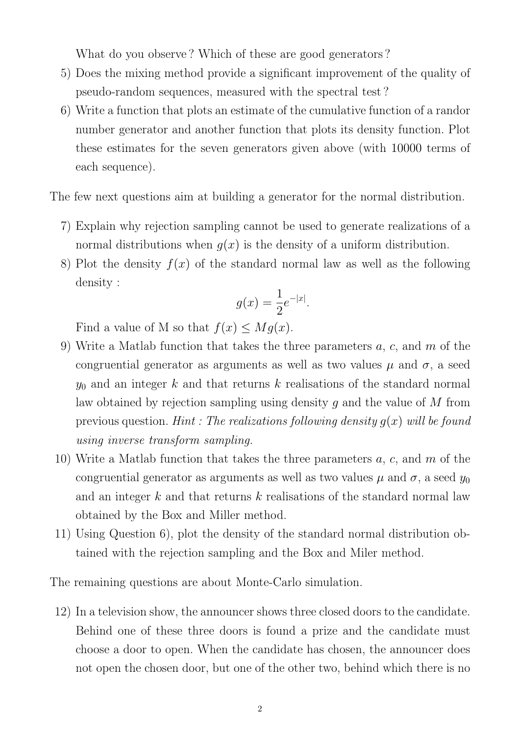What do you observe ? Which of these are good generators ?

5) Does the mixing method provide a significant improvement of the quality of pseudo-random sequences, measured with the spectral test ?
6) Write a function that plots an estimate of the cumulative function of a randor number generator and another function that plots its density function. Plot these estimates for the seven generators given above (with 10000 terms of each sequence).

The few next questions aim at building a generator for the normal distribution.

7) Explain why rejection sampling cannot be used to generate realizations of a normal distributions when $g(x)$ is the density of a uniform distribution.
8) Plot the density $f(x)$ of the standard normal law as well as the following density :
$$g(x) = \frac{1}{2}e^{-|x|}.$$
Find a value of M so that $f(x) \leq Mg(x)$.
9) Write a Matlab function that takes the three parameters $a$, $c$, and $m$ of the congruential generator as arguments as well as two values $\mu$ and $\sigma$, a seed $y_0$ and an integer $k$ and that returns $k$ realisations of the standard normal law obtained by rejection sampling using density $g$ and the value of $M$ from previous question. *Hint : The realizations following density $g(x)$ will be found using inverse transform sampling.*
10) Write a Matlab function that takes the three parameters $a$, $c$, and $m$ of the congruential generator as arguments as well as two values $\mu$ and $\sigma$, a seed $y_0$ and an integer $k$ and that returns $k$ realisations of the standard normal law obtained by the Box and Miller method.
11) Using Question 6), plot the density of the standard normal distribution obtained with the rejection sampling and the Box and Miler method.

The remaining questions are about Monte-Carlo simulation.

12) In a television show, the announcer shows three closed doors to the candidate. Behind one of these three doors is found a prize and the candidate must choose a door to open. When the candidate has chosen, the announcer does not open the chosen door, but one of the other two, behind which there is no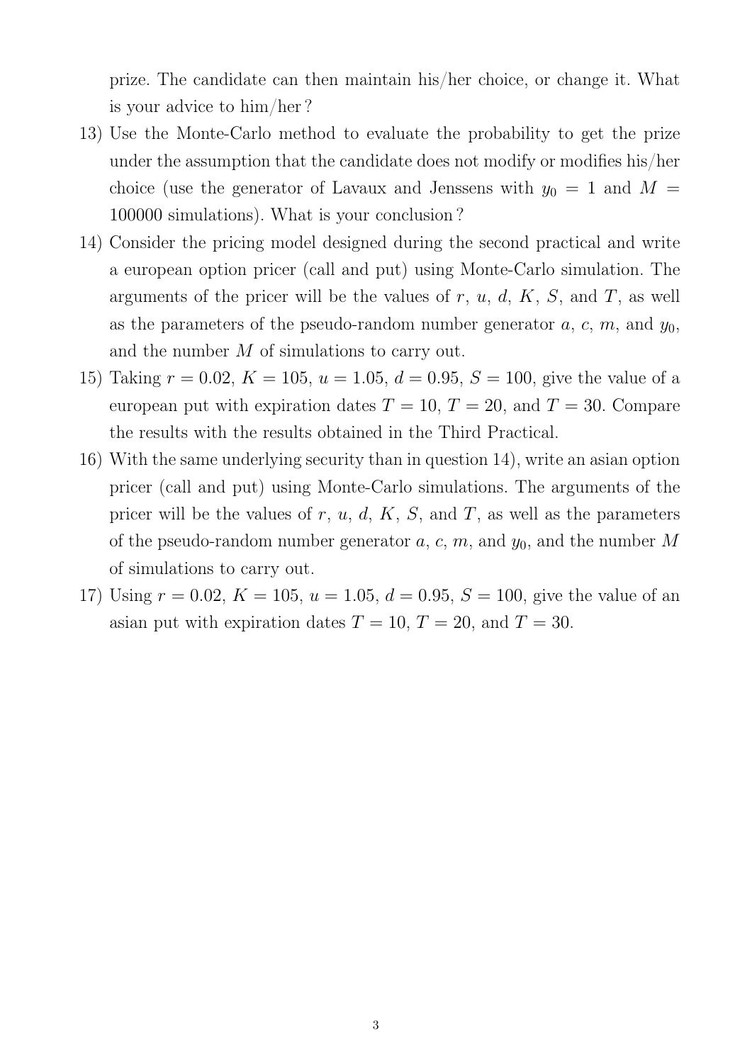prize. The candidate can then maintain his/her choice, or change it. What is your advice to him/her ?

13) Use the Monte-Carlo method to evaluate the probability to get the prize under the assumption that the candidate does not modify or modifies his/her choice (use the generator of Lavaux and Jenssens with $y_0 = 1$ and $M = 100000$ simulations). What is your conclusion ?
14) Consider the pricing model designed during the second practical and write a european option pricer (call and put) using Monte-Carlo simulation. The arguments of the pricer will be the values of $r$, $u$, $d$, $K$, $S$, and $T$, as well as the parameters of the pseudo-random number generator $a$, $c$, $m$, and $y_0$, and the number $M$ of simulations to carry out.
15) Taking $r = 0.02$, $K = 105$, $u = 1.05$, $d = 0.95$, $S = 100$, give the value of a european put with expiration dates $T = 10$, $T = 20$, and $T = 30$. Compare the results with the results obtained in the Third Practical.
16) With the same underlying security than in question 14), write an asian option pricer (call and put) using Monte-Carlo simulations. The arguments of the pricer will be the values of $r$, $u$, $d$, $K$, $S$, and $T$, as well as the parameters of the pseudo-random number generator $a$, $c$, $m$, and $y_0$, and the number $M$ of simulations to carry out.
17) Using $r = 0.02$, $K = 105$, $u = 1.05$, $d = 0.95$, $S = 100$, give the value of an asian put with expiration dates $T = 10$, $T = 20$, and $T = 30$.